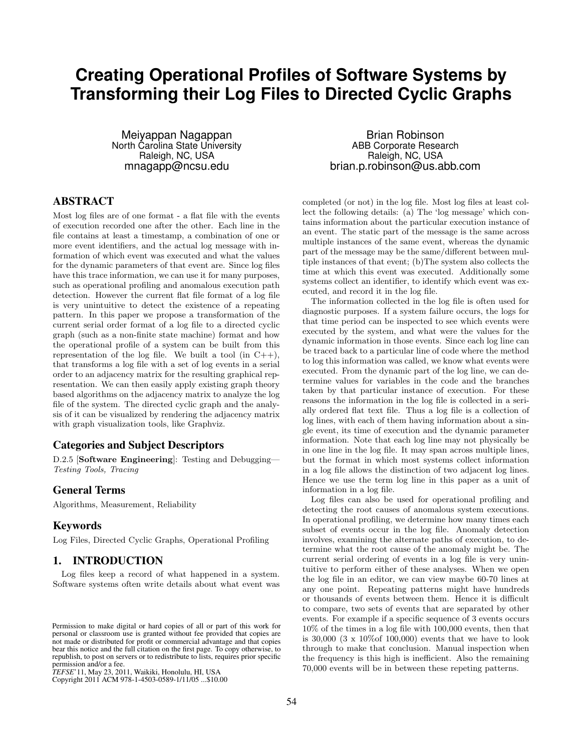# Creating Operational Profiles of Software Systems by Transforming their Log Files to Directed Cyclic Graphs

Meiyappan Nagappan
North Carolina State University
Raleigh, NC, USA
mnagapp@ncsu.edu

Brian Robinson
ABB Corporate Research
Raleigh, NC, USA
brian.p.robinson@us.abb.com

## ABSTRACT

Most log files are of one format - a flat file with the events of execution recorded one after the other. Each line in the file contains at least a timestamp, a combination of one or more event identifiers, and the actual log message with information of which event was executed and what the values for the dynamic parameters of that event are. Since log files have this trace information, we can use it for many purposes, such as operational profiling and anomalous execution path detection. However the current flat file format of a log file is very unintuitive to detect the existence of a repeating pattern. In this paper we propose a transformation of the current serial order format of a log file to a directed cyclic graph (such as a non-finite state machine) format and how the operational profile of a system can be built from this representation of the log file. We built a tool (in C++), that transforms a log file with a set of log events in a serial order to an adjacency matrix for the resulting graphical representation. We can then easily apply existing graph theory based algorithms on the adjacency matrix to analyze the log file of the system. The directed cyclic graph and the analysis of it can be visualized by rendering the adjacency matrix with graph visualization tools, like Graphviz.

### Categories and Subject Descriptors

D.2.5 [**Software Engineering**]: Testing and Debugging—*Testing Tools, Tracing*

### General Terms

Algorithms, Measurement, Reliability

### Keywords

Log Files, Directed Cyclic Graphs, Operational Profiling

## 1. INTRODUCTION

Log files keep a record of what happened in a system. Software systems often write details about what event was completed (or not) in the log file. Most log files at least collect the following details: (a) The 'log message' which contains information about the particular execution instance of an event. The static part of the message is the same across multiple instances of the same event, whereas the dynamic part of the message may be the same/different between multiple instances of that event; (b)The system also collects the time at which this event was executed. Additionally some systems collect an identifier, to identify which event was executed, and record it in the log file.

The information collected in the log file is often used for diagnostic purposes. If a system failure occurs, the logs for that time period can be inspected to see which events were executed by the system, and what were the values for the dynamic information in those events. Since each log line can be traced back to a particular line of code where the method to log this information was called, we know what events were executed. From the dynamic part of the log line, we can determine values for variables in the code and the branches taken by that particular instance of execution. For these reasons the information in the log file is collected in a serially ordered flat text file. Thus a log file is a collection of log lines, with each of them having information about a single event, its time of execution and the dynamic parameter information. Note that each log line may not physically be in one line in the log file. It may span across multiple lines, but the format in which most systems collect information in a log file allows the distinction of two adjacent log lines. Hence we use the term log line in this paper as a unit of information in a log file.

Log files can also be used for operational profiling and detecting the root causes of anomalous system executions. In operational profiling, we determine how many times each subset of events occur in the log file. Anomaly detection involves, examining the alternate paths of execution, to determine what the root cause of the anomaly might be. The current serial ordering of events in a log file is very unintuitive to perform either of these analyses. When we open the log file in an editor, we can view maybe 60-70 lines at any one point. Repeating patterns might have hundreds or thousands of events between them. Hence it is difficult to compare, two sets of events that are separated by other events. For example if a specific sequence of 3 events occurs 10% of the times in a log file with 100,000 events, then that is 30,000 (3 x 10%of 100,000) events that we have to look through to make that conclusion. Manual inspection when the frequency is this high is inefficient. Also the remaining 70,000 events will be in between these repeting patterns.

Permission to make digital or hard copies of all or part of this work for personal or classroom use is granted without fee provided that copies are not made or distributed for profit or commercial advantage and that copies bear this notice and the full citation on the first page. To copy otherwise, to republish, to post on servers or to redistribute to lists, requires prior specific permission and/or a fee.
*TEFSE*'11, May 23, 2011, Waikiki, Honolulu, HI, USA
Copyright 2011 ACM 978-1-4503-0589-1/11/05 ...$10.00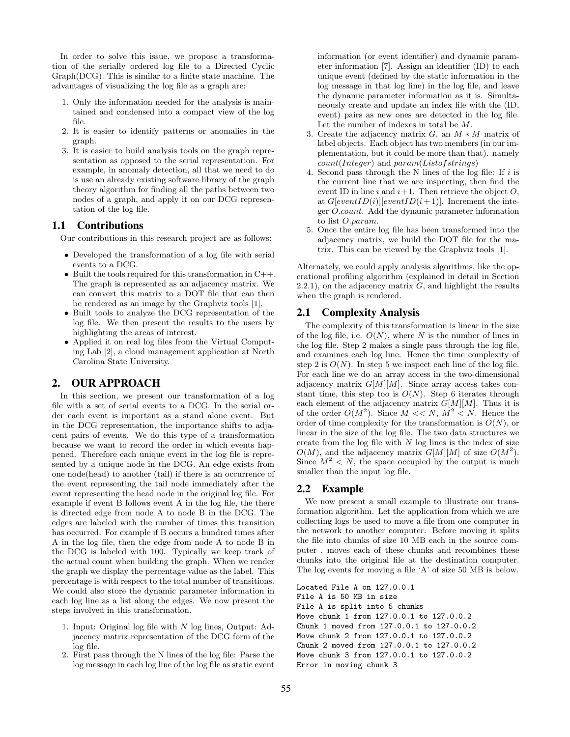In order to solve this issue, we propose a transformation of the serially ordered log file to a Directed Cyclic Graph(DCG). This is similar to a finite state machine. The advantages of visualizing the log file as a graph are:

1. Only the information needed for the analysis is maintained and condensed into a compact view of the log file.
2. It is easier to identify patterns or anomalies in the graph.
3. It is easier to build analysis tools on the graph representation as opposed to the serial representation. For example, in anomaly detection, all that we need to do is use an already existing software library of the graph theory algorithm for finding all the paths between two nodes of a graph, and apply it on our DCG representation of the log file.

## 1.1 Contributions

Our contributions in this research project are as follows:

- Developed the transformation of a log file with serial events to a DCG.
- Built the tools required for this transformation in C++. The graph is represented as an adjacency matrix. We can convert this matrix to a DOT file that can then be rendered as an image by the Graphviz tools [1].
- Built tools to analyze the DCG representation of the log file. We then present the results to the users by highlighting the areas of interest.
- Applied it on real log files from the Virtual Computing Lab [2], a cloud management application at North Carolina State University.

# 2. OUR APPROACH

In this section, we present our transformation of a log file with a set of serial events to a DCG. In the serial order each event is important as a stand alone event. But in the DCG representation, the importance shifts to adjacent pairs of events. We do this type of a transformation because we want to record the order in which events happened. Therefore each unique event in the log file is represented by a unique node in the DCG. An edge exists from one node(head) to another (tail) if there is an occurrence of the event representing the tail node immediately after the event representing the head node in the original log file. For example if event B follows event A in the log file, the there is directed edge from node A to node B in the DCG. The edges are labeled with the number of times this transition has occurred. For example if B occurs a hundred times after A in the log file, then the edge from node A to node B in the DCG is labeled with 100. Typically we keep track of the actual count when building the graph. When we render the graph we display the percentage value as the label. This percentage is with respect to the total number of transitions. We could also store the dynamic parameter information in each log line as a list along the edges. We now present the steps involved in this transformation.

1. Input: Original log file with $N$ log lines, Output: Adjacency matrix representation of the DCG form of the log file.
2. First pass through the N lines of the log file: Parse the log message in each log line of the log file as static event information (or event identifier) and dynamic parameter information [7]. Assign an identifier (ID) to each unique event (defined by the static information in the log message in that log line) in the log file, and leave the dynamic parameter information as it is. Simultaneously create and update an index file with the (ID, event) pairs as new ones are detected in the log file. Let the number of indexes in total be $M$.
3. Create the adjacency matrix $G$, an $M * M$ matrix of label objects. Each object has two members (in our implementation, but it could be more than that). namely $count(Integer)$ and $param(List of strings)$
4. Second pass through the N lines of the log file: If $i$ is the current line that we are inspecting, then find the event ID in line $i$ and $i+1$. Then retrieve the object $O$, at $G[eventID(i)][eventID(i+1)]$. Increment the integer $O.count$. Add the dynamic parameter information to list $O.param$.
5. Once the entire log file has been transformed into the adjacency matrix, we build the DOT file for the matrix. This can be viewed by the Graphviz tools [1].

Alternately, we could apply analysis algorithms, like the operational profiling algorithm (explained in detail in Section 2.2.1), on the adjacency matrix $G$, and highlight the results when the graph is rendered.

## 2.1 Complexity Analysis

The complexity of this transformation is linear in the size of the log file, i.e. $O(N)$, where $N$ is the number of lines in the log file. Step 2 makes a single pass through the log file, and examines each log line. Hence the time complexity of step 2 is $O(N)$. In step 5 we inspect each line of the log file. For each line we do an array access in the two-dimensional adjacency matrix $G[M][M]$. Since array access takes constant time, this step too is $O(N)$. Step 6 iterates through each element of the adjacency matrix $G[M][M]$. Thus it is of the order $O(M^2)$. Since $M << N$, $M^2 < N$. Hence the order of time complexity for the transformation is $O(N)$, or linear in the size of the log file. The two data structures we create from the log file with $N$ log lines is the index of size $O(M)$, and the adjacency matrix $G[M][M]$ of size $O(M^2)$. Since $M^2 < N$, the space occupied by the output is much smaller than the input log file.

## 2.2 Example

We now present a small example to illustrate our transformation algorithm. Let the application from which we are collecting logs be used to move a file from one computer in the network to another computer. Before moving it splits the file into chunks of size 10 MB each in the source computer , moves each of these chunks and recombines these chunks into the original file at the destination computer. The log events for moving a file 'A' of size 50 MB is below.

```
Located File A on 127.0.0.1
File A is 50 MB in size
File A is split into 5 chunks
Move chunk 1 from 127.0.0.1 to 127.0.0.2
Chunk 1 moved from 127.0.0.1 to 127.0.0.2
Move chunk 2 from 127.0.0.1 to 127.0.0.2
Chunk 2 moved from 127.0.0.1 to 127.0.0.2
Move chunk 3 from 127.0.0.1 to 127.0.0.2
Error in moving chunk 3
```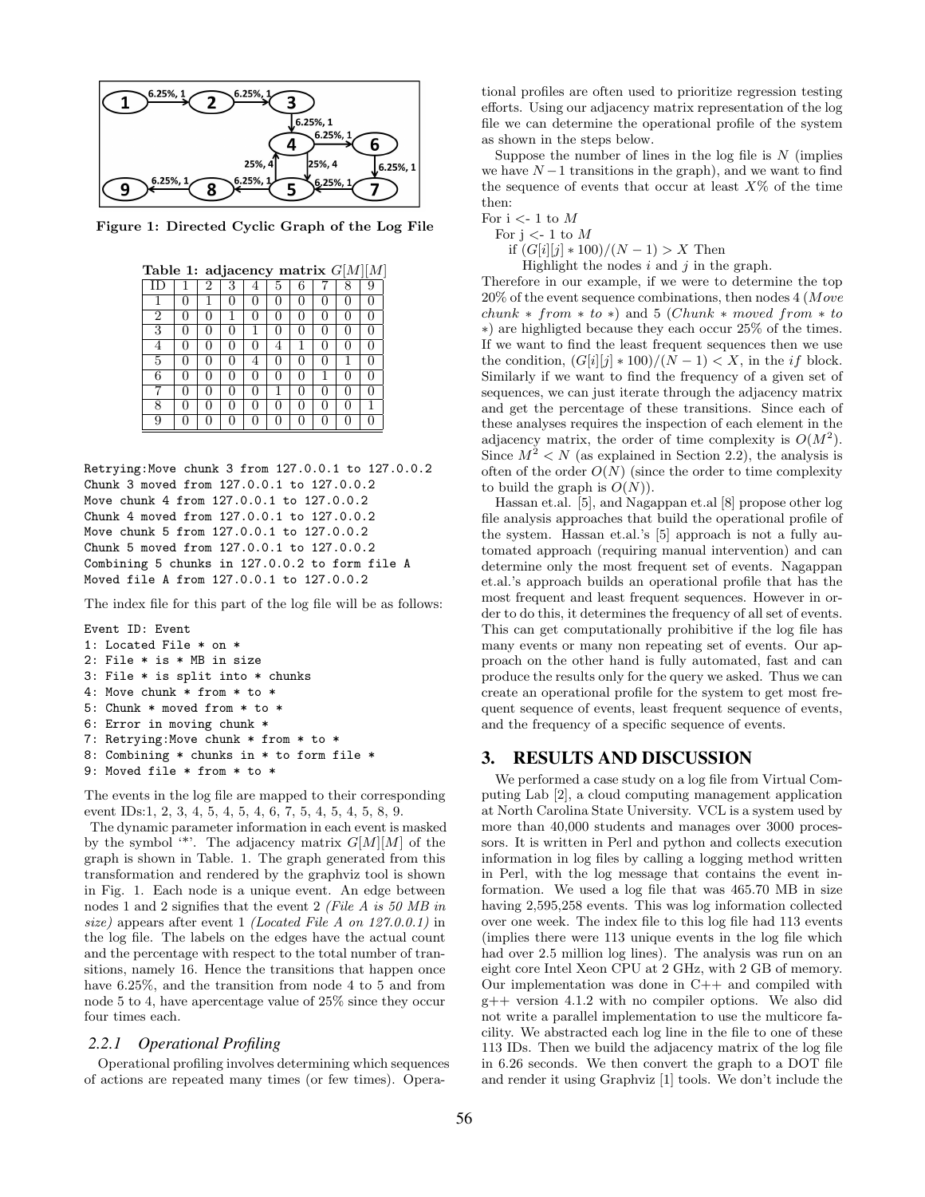Figure 1: Directed Cyclic Graph of the Log File

Table 1: adjacency matrix $G[M][M]$

| ID | 1 | 2 | 3 | 4 | 5 | 6 | 7 | 8 | 9 |
|---|---|---|---|---|---|---|---|---|---|
| 1 | 0 | 1 | 0 | 0 | 0 | 0 | 0 | 0 | 0 |
| 2 | 0 | 0 | 1 | 0 | 0 | 0 | 0 | 0 | 0 |
| 3 | 0 | 0 | 0 | 1 | 0 | 0 | 0 | 0 | 0 |
| 4 | 0 | 0 | 0 | 0 | 4 | 1 | 0 | 0 | 0 |
| 5 | 0 | 0 | 0 | 4 | 0 | 0 | 0 | 1 | 0 |
| 6 | 0 | 0 | 0 | 0 | 0 | 0 | 1 | 0 | 0 |
| 7 | 0 | 0 | 0 | 0 | 1 | 0 | 0 | 0 | 0 |
| 8 | 0 | 0 | 0 | 0 | 0 | 0 | 0 | 0 | 1 |
| 9 | 0 | 0 | 0 | 0 | 0 | 0 | 0 | 0 | 0 |

```
Retrying:Move chunk 3 from 127.0.0.1 to 127.0.0.2
Chunk 3 moved from 127.0.0.1 to 127.0.0.2
Move chunk 4 from 127.0.0.1 to 127.0.0.2
Chunk 4 moved from 127.0.0.1 to 127.0.0.2
Move chunk 5 from 127.0.0.1 to 127.0.0.2
Chunk 5 moved from 127.0.0.1 to 127.0.0.2
Combining 5 chunks in 127.0.0.2 to form file A
Moved file A from 127.0.0.1 to 127.0.0.2
```

The index file for this part of the log file will be as follows:

```
Event ID: Event
1: Located File * on *
2: File * is * MB in size
3: File * is split into * chunks
4: Move chunk * from * to *
5: Chunk * moved from * to *
6: Error in moving chunk *
7: Retrying:Move chunk * from * to *
8: Combining * chunks in * to form file *
9: Moved file * from * to *
```

The events in the log file are mapped to their corresponding event IDs:1, 2, 3, 4, 5, 4, 5, 4, 6, 7, 5, 4, 5, 4, 5, 8, 9.

The dynamic parameter information in each event is masked by the symbol '*'. The adjacency matrix $G[M][M]$ of the graph is shown in Table. 1. The graph generated from this transformation and rendered by the graphviz tool is shown in Fig. 1. Each node is a unique event. An edge between nodes 1 and 2 signifies that the event 2 *(File A is 50 MB in size)* appears after event 1 *(Located File A on 127.0.0.1)* in the log file. The labels on the edges have the actual count and the percentage with respect to the total number of transitions, namely 16. Hence the transitions that happen once have 6.25%, and the transition from node 4 to 5 and from node 5 to 4, have apercentage value of 25% since they occur four times each.

### 2.2.1 Operational Profiling

Operational profiling involves determining which sequences of actions are repeated many times (or few times). Operational profiles are often used to prioritize regression testing efforts. Using our adjacency matrix representation of the log file we can determine the operational profile of the system as shown in the steps below.

Suppose the number of lines in the log file is $N$ (implies we have $N-1$ transitions in the graph), and we want to find the sequence of events that occur at least $X$% of the time then:

For i <- 1 to $M$
  For j <- 1 to $M$
    if $(G[i][j] * 100)/(N-1) > X$ Then
      Highlight the nodes $i$ and $j$ in the graph.

Therefore in our example, if we were to determine the top 20% of the event sequence combinations, then nodes 4 (*Move chunk * from * to **) and 5 (*Chunk * moved from * to **) are highligted because they each occur 25% of the times. If we want to find the least frequent sequences then we use the condition, $(G[i][j] * 100)/(N-1) < X$, in the *if* block. Similarly if we want to find the frequency of a given set of sequences, we can just iterate through the adjacency matrix and get the percentage of these transitions. Since each of these analyses requires the inspection of each element in the adjacency matrix, the order of time complexity is $O(M^2)$. Since $M^2 < N$ (as explained in Section 2.2), the analysis is often of the order $O(N)$ (since the order to time complexity to build the graph is $O(N)$).

Hassan et.al. [5], and Nagappan et.al [8] propose other log file analysis approaches that build the operational profile of the system. Hassan et.al.'s [5] approach is not a fully automated approach (requiring manual intervention) and can determine only the most frequent set of events. Nagappan et.al.'s approach builds an operational profile that has the most frequent and least frequent sequences. However in order to do this, it determines the frequency of all set of events. This can get computationally prohibitive if the log file has many events or many non repeating set of events. Our approach on the other hand is fully automated, fast and can produce the results only for the query we asked. Thus we can create an operational profile for the system to get most frequent sequence of events, least frequent sequence of events, and the frequency of a specific sequence of events.

## 3. RESULTS AND DISCUSSION

We performed a case study on a log file from Virtual Computing Lab [2], a cloud computing management application at North Carolina State University. VCL is a system used by more than 40,000 students and manages over 3000 processors. It is written in Perl and python and collects execution information in log files by calling a logging method written in Perl, with the log message that contains the event information. We used a log file that was 465.70 MB in size having 2,595,258 events. This was log information collected over one week. The index file to this log file had 113 events (implies there were 113 unique events in the log file which had over 2.5 million log lines). The analysis was run on an eight core Intel Xeon CPU at 2 GHz, with 2 GB of memory. Our implementation was done in C++ and compiled with g++ version 4.1.2 with no compiler options. We also did not write a parallel implementation to use the multicore facility. We abstracted each log line in the file to one of these 113 IDs. Then we build the adjacency matrix of the log file in 6.26 seconds. We then convert the graph to a DOT file and render it using Graphviz [1] tools. We don't include the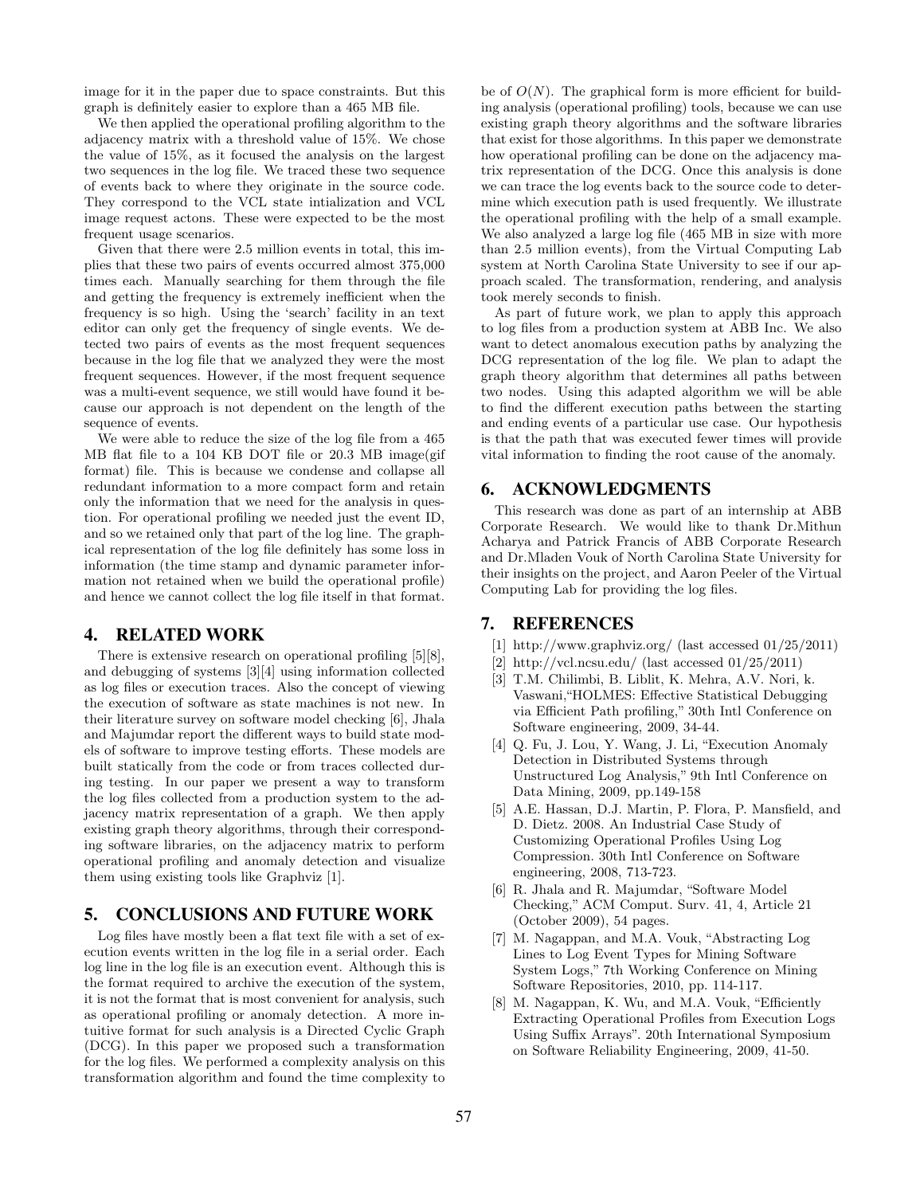image for it in the paper due to space constraints. But this graph is definitely easier to explore than a 465 MB file.

We then applied the operational profiling algorithm to the adjacency matrix with a threshold value of 15%. We chose the value of 15%, as it focused the analysis on the largest two sequences in the log file. We traced these two sequence of events back to where they originate in the source code. They correspond to the VCL state intialization and VCL image request actons. These were expected to be the most frequent usage scenarios.

Given that there were 2.5 million events in total, this implies that these two pairs of events occurred almost 375,000 times each. Manually searching for them through the file and getting the frequency is extremely inefficient when the frequency is so high. Using the 'search' facility in an text editor can only get the frequency of single events. We detected two pairs of events as the most frequent sequences because in the log file that we analyzed they were the most frequent sequences. However, if the most frequent sequence was a multi-event sequence, we still would have found it because our approach is not dependent on the length of the sequence of events.

We were able to reduce the size of the log file from a 465 MB flat file to a 104 KB DOT file or 20.3 MB image(gif format) file. This is because we condense and collapse all redundant information to a more compact form and retain only the information that we need for the analysis in question. For operational profiling we needed just the event ID, and so we retained only that part of the log line. The graphical representation of the log file definitely has some loss in information (the time stamp and dynamic parameter information not retained when we build the operational profile) and hence we cannot collect the log file itself in that format.

## 4. RELATED WORK

There is extensive research on operational profiling [5][8], and debugging of systems [3][4] using information collected as log files or execution traces. Also the concept of viewing the execution of software as state machines is not new. In their literature survey on software model checking [6], Jhala and Majumdar report the different ways to build state models of software to improve testing efforts. These models are built statically from the code or from traces collected during testing. In our paper we present a way to transform the log files collected from a production system to the adjacency matrix representation of a graph. We then apply existing graph theory algorithms, through their corresponding software libraries, on the adjacency matrix to perform operational profiling and anomaly detection and visualize them using existing tools like Graphviz [1].

## 5. CONCLUSIONS AND FUTURE WORK

Log files have mostly been a flat text file with a set of execution events written in the log file in a serial order. Each log line in the log file is an execution event. Although this is the format required to archive the execution of the system, it is not the format that is most convenient for analysis, such as operational profiling or anomaly detection. A more intuitive format for such analysis is a Directed Cyclic Graph (DCG). In this paper we proposed such a transformation for the log files. We performed a complexity analysis on this transformation algorithm and found the time complexity to be of $O(N)$. The graphical form is more efficient for building analysis (operational profiling) tools, because we can use existing graph theory algorithms and the software libraries that exist for those algorithms. In this paper we demonstrate how operational profiling can be done on the adjacency matrix representation of the DCG. Once this analysis is done we can trace the log events back to the source code to determine which execution path is used frequently. We illustrate the operational profiling with the help of a small example. We also analyzed a large log file (465 MB in size with more than 2.5 million events), from the Virtual Computing Lab system at North Carolina State University to see if our approach scaled. The transformation, rendering, and analysis took merely seconds to finish.

As part of future work, we plan to apply this approach to log files from a production system at ABB Inc. We also want to detect anomalous execution paths by analyzing the DCG representation of the log file. We plan to adapt the graph theory algorithm that determines all paths between two nodes. Using this adapted algorithm we will be able to find the different execution paths between the starting and ending events of a particular use case. Our hypothesis is that the path that was executed fewer times will provide vital information to finding the root cause of the anomaly.

## 6. ACKNOWLEDGMENTS

This research was done as part of an internship at ABB Corporate Research. We would like to thank Dr.Mithun Acharya and Patrick Francis of ABB Corporate Research and Dr.Mladen Vouk of North Carolina State University for their insights on the project, and Aaron Peeler of the Virtual Computing Lab for providing the log files.

## 7. REFERENCES

[1] http://www.graphviz.org/ (last accessed 01/25/2011)

[2] http://vcl.ncsu.edu/ (last accessed 01/25/2011)

[3] T.M. Chilimbi, B. Liblit, K. Mehra, A.V. Nori, k. Vaswani,"HOLMES: Effective Statistical Debugging via Efficient Path profiling," 30th Intl Conference on Software engineering, 2009, 34-44.

[4] Q. Fu, J. Lou, Y. Wang, J. Li, "Execution Anomaly Detection in Distributed Systems through Unstructured Log Analysis," 9th Intl Conference on Data Mining, 2009, pp.149-158

[5] A.E. Hassan, D.J. Martin, P. Flora, P. Mansfield, and D. Dietz. 2008. An Industrial Case Study of Customizing Operational Profiles Using Log Compression. 30th Intl Conference on Software engineering, 2008, 713-723.

[6] R. Jhala and R. Majumdar, "Software Model Checking," ACM Comput. Surv. 41, 4, Article 21 (October 2009), 54 pages.

[7] M. Nagappan, and M.A. Vouk, "Abstracting Log Lines to Log Event Types for Mining Software System Logs," 7th Working Conference on Mining Software Repositories, 2010, pp. 114-117.

[8] M. Nagappan, K. Wu, and M.A. Vouk, "Efficiently Extracting Operational Profiles from Execution Logs Using Suffix Arrays". 20th International Symposium on Software Reliability Engineering, 2009, 41-50.